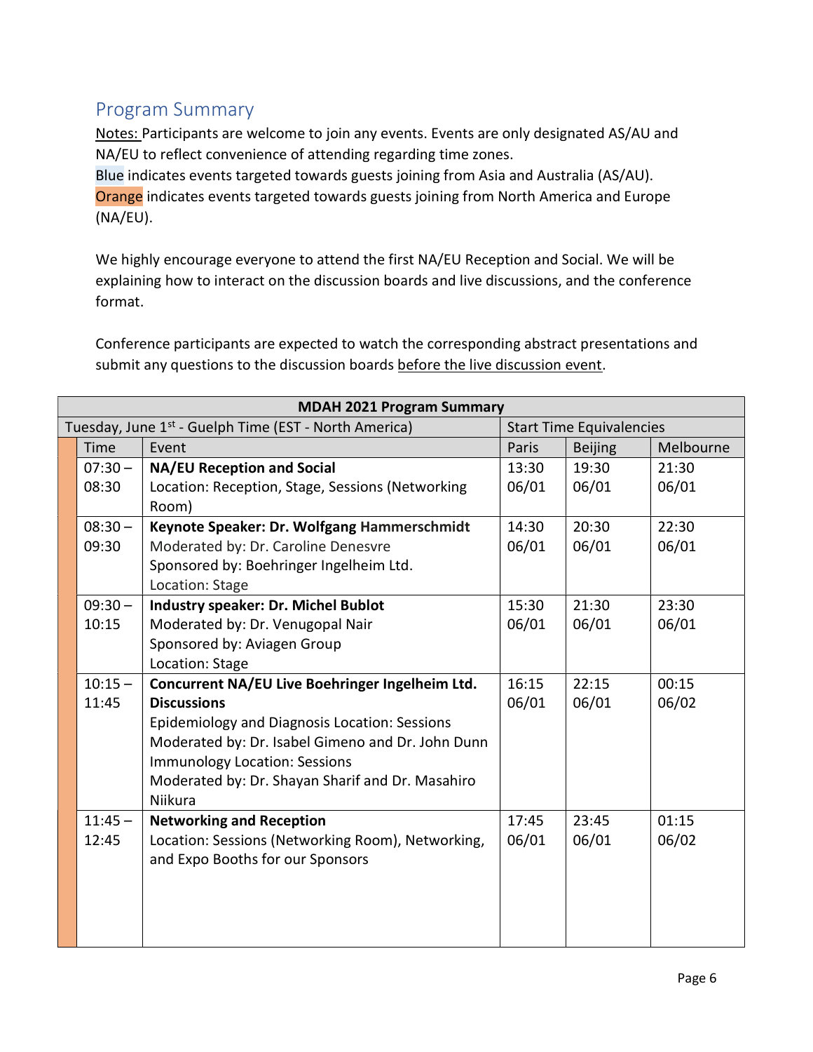## Program Summary

Notes: Participants are welcome to join any events. Events are only designated AS/AU and NA/EU to reflect convenience of attending regarding time zones.
Blue indicates events targeted towards guests joining from Asia and Australia (AS/AU).
Orange indicates events targeted towards guests joining from North America and Europe (NA/EU).

We highly encourage everyone to attend the first NA/EU Reception and Social. We will be explaining how to interact on the discussion boards and live discussions, and the conference format.

Conference participants are expected to watch the corresponding abstract presentations and submit any questions to the discussion boards before the live discussion event.

| MDAH 2021 Program Summary | | | | |
|---|---|---|---|---|
| Tuesday, June 1st - Guelph Time (EST - North America) | | Start Time Equivalencies | | |
| Time | Event | Paris | Beijing | Melbourne |
| 07:30 – 08:30 | **NA/EU Reception and Social**<br>Location: Reception, Stage, Sessions (Networking Room) | 13:30 06/01 | 19:30 06/01 | 21:30 06/01 |
| 08:30 – 09:30 | **Keynote Speaker: Dr. Wolfgang Hammerschmidt**<br>Moderated by: Dr. Caroline Denesvre<br>Sponsored by: Boehringer Ingelheim Ltd.<br>Location: Stage | 14:30 06/01 | 20:30 06/01 | 22:30 06/01 |
| 09:30 – 10:15 | **Industry speaker: Dr. Michel Bublot**<br>Moderated by: Dr. Venugopal Nair<br>Sponsored by: Aviagen Group<br>Location: Stage | 15:30 06/01 | 21:30 06/01 | 23:30 06/01 |
| 10:15 – 11:45 | **Concurrent NA/EU Live Boehringer Ingelheim Ltd. Discussions**<br>Epidemiology and Diagnosis Location: Sessions<br>Moderated by: Dr. Isabel Gimeno and Dr. John Dunn<br>Immunology Location: Sessions<br>Moderated by: Dr. Shayan Sharif and Dr. Masahiro Niikura | 16:15 06/01 | 22:15 06/01 | 00:15 06/02 |
| 11:45 – 12:45 | **Networking and Reception**<br>Location: Sessions (Networking Room), Networking, and Expo Booths for our Sponsors | 17:45 06/01 | 23:45 06/01 | 01:15 06/02 |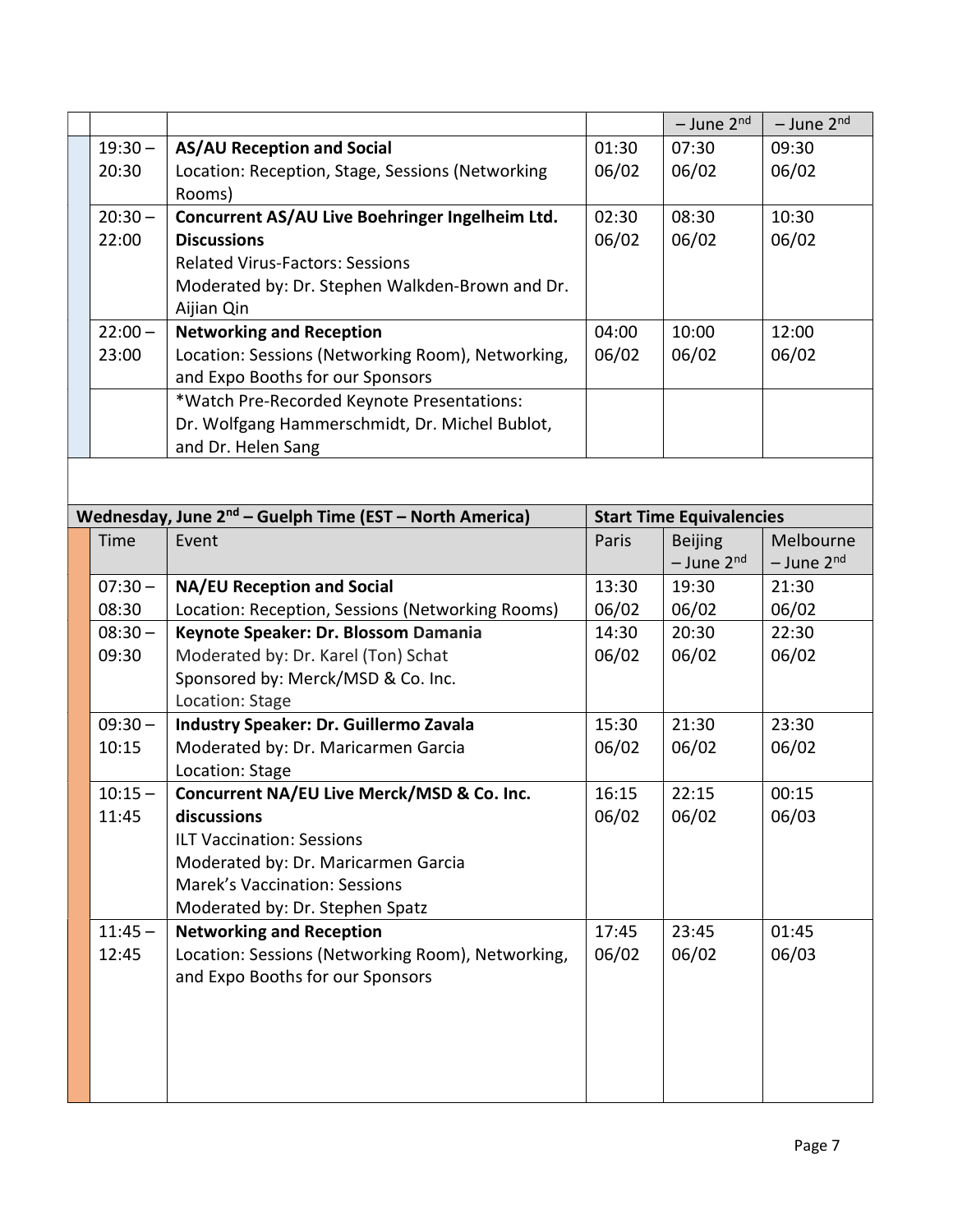| Time | Event | Paris | Beijing – June 2nd | Melbourne – June 2nd |
|---|---|---|---|---|
| 19:30 – 20:30 | **AS/AU Reception and Social**<br>Location: Reception, Stage, Sessions (Networking Rooms) | 01:30 06/02 | 07:30 06/02 | 09:30 06/02 |
| 20:30 – 22:00 | **Concurrent AS/AU Live Boehringer Ingelheim Ltd. Discussions**<br>Related Virus-Factors: Sessions<br>Moderated by: Dr. Stephen Walkden-Brown and Dr. Aijian Qin | 02:30 06/02 | 08:30 06/02 | 10:30 06/02 |
| 22:00 – 23:00 | **Networking and Reception**<br>Location: Sessions (Networking Room), Networking, and Expo Booths for our Sponsors | 04:00 06/02 | 10:00 06/02 | 12:00 06/02 |
| | *Watch Pre-Recorded Keynote Presentations: Dr. Wolfgang Hammerschmidt, Dr. Michel Bublot, and Dr. Helen Sang | | | |

| Wednesday, June 2nd – Guelph Time (EST – North America) | | Start Time Equivalencies | | |
|---|---|---|---|---|
| Time | Event | Paris | Beijing – June 2nd | Melbourne – June 2nd |
| 07:30 – 08:30 | **NA/EU Reception and Social**<br>Location: Reception, Sessions (Networking Rooms) | 13:30 06/02 | 19:30 06/02 | 21:30 06/02 |
| 08:30 – 09:30 | **Keynote Speaker: Dr. Blossom Damania**<br>Moderated by: Dr. Karel (Ton) Schat<br>Sponsored by: Merck/MSD & Co. Inc.<br>Location: Stage | 14:30 06/02 | 20:30 06/02 | 22:30 06/02 |
| 09:30 – 10:15 | **Industry Speaker: Dr. Guillermo Zavala**<br>Moderated by: Dr. Maricarmen Garcia<br>Location: Stage | 15:30 06/02 | 21:30 06/02 | 23:30 06/02 |
| 10:15 – 11:45 | **Concurrent NA/EU Live Merck/MSD & Co. Inc. discussions**<br>ILT Vaccination: Sessions<br>Moderated by: Dr. Maricarmen Garcia<br>Marek's Vaccination: Sessions<br>Moderated by: Dr. Stephen Spatz | 16:15 06/02 | 22:15 06/02 | 00:15 06/03 |
| 11:45 – 12:45 | **Networking and Reception**<br>Location: Sessions (Networking Room), Networking, and Expo Booths for our Sponsors | 17:45 06/02 | 23:45 06/02 | 01:45 06/03 |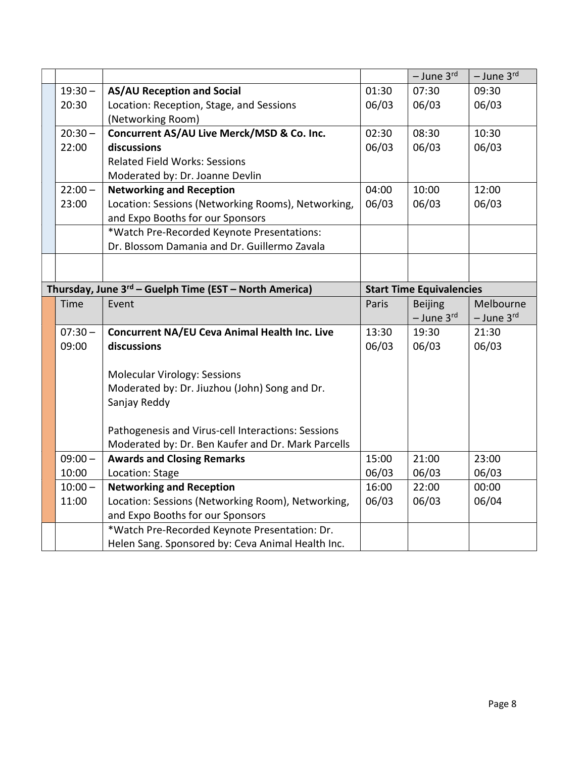| | | | | | |
|---|---|---|---|---|---|
| | | | | – June 3rd | – June 3rd |
| | 19:30 – 20:30 | **AS/AU Reception and Social** Location: Reception, Stage, and Sessions (Networking Room) | 01:30 06/03 | 07:30 06/03 | 09:30 06/03 |
| | 20:30 – 22:00 | **Concurrent AS/AU Live Merck/MSD & Co. Inc. discussions** Related Field Works: Sessions Moderated by: Dr. Joanne Devlin | 02:30 06/03 | 08:30 06/03 | 10:30 06/03 |
| | 22:00 – 23:00 | **Networking and Reception** Location: Sessions (Networking Rooms), Networking, and Expo Booths for our Sponsors | 04:00 06/03 | 10:00 06/03 | 12:00 06/03 |
| | | *Watch Pre-Recorded Keynote Presentations: Dr. Blossom Damania and Dr. Guillermo Zavala | | | |
| | | | | | |

| **Thursday, June 3rd – Guelph Time (EST – North America)** | | | **Start Time Equivalencies** | | |
|---|---|---|---|---|---|
| | Time | Event | Paris | Beijing – June 3rd | Melbourne – June 3rd |
| | 07:30 – 09:00 | **Concurrent NA/EU Ceva Animal Health Inc. Live discussions**<br><br>Molecular Virology: Sessions<br>Moderated by: Dr. Jiuzhou (John) Song and Dr. Sanjay Reddy<br><br>Pathogenesis and Virus-cell Interactions: Sessions<br>Moderated by: Dr. Ben Kaufer and Dr. Mark Parcells | 13:30 06/03 | 19:30 06/03 | 21:30 06/03 |
| | 09:00 – 10:00 | **Awards and Closing Remarks** Location: Stage | 15:00 06/03 | 21:00 06/03 | 23:00 06/03 |
| | 10:00 – 11:00 | **Networking and Reception** Location: Sessions (Networking Room), Networking, and Expo Booths for our Sponsors | 16:00 06/03 | 22:00 06/03 | 00:00 06/04 |
| | | *Watch Pre-Recorded Keynote Presentation: Dr. Helen Sang. Sponsored by: Ceva Animal Health Inc. | | | |